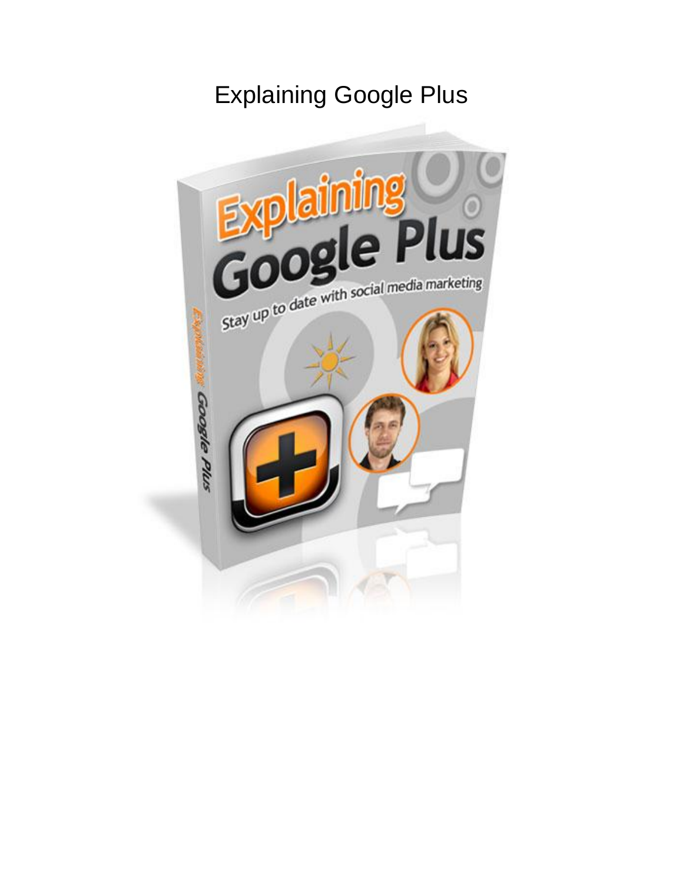# Explaining Google Plus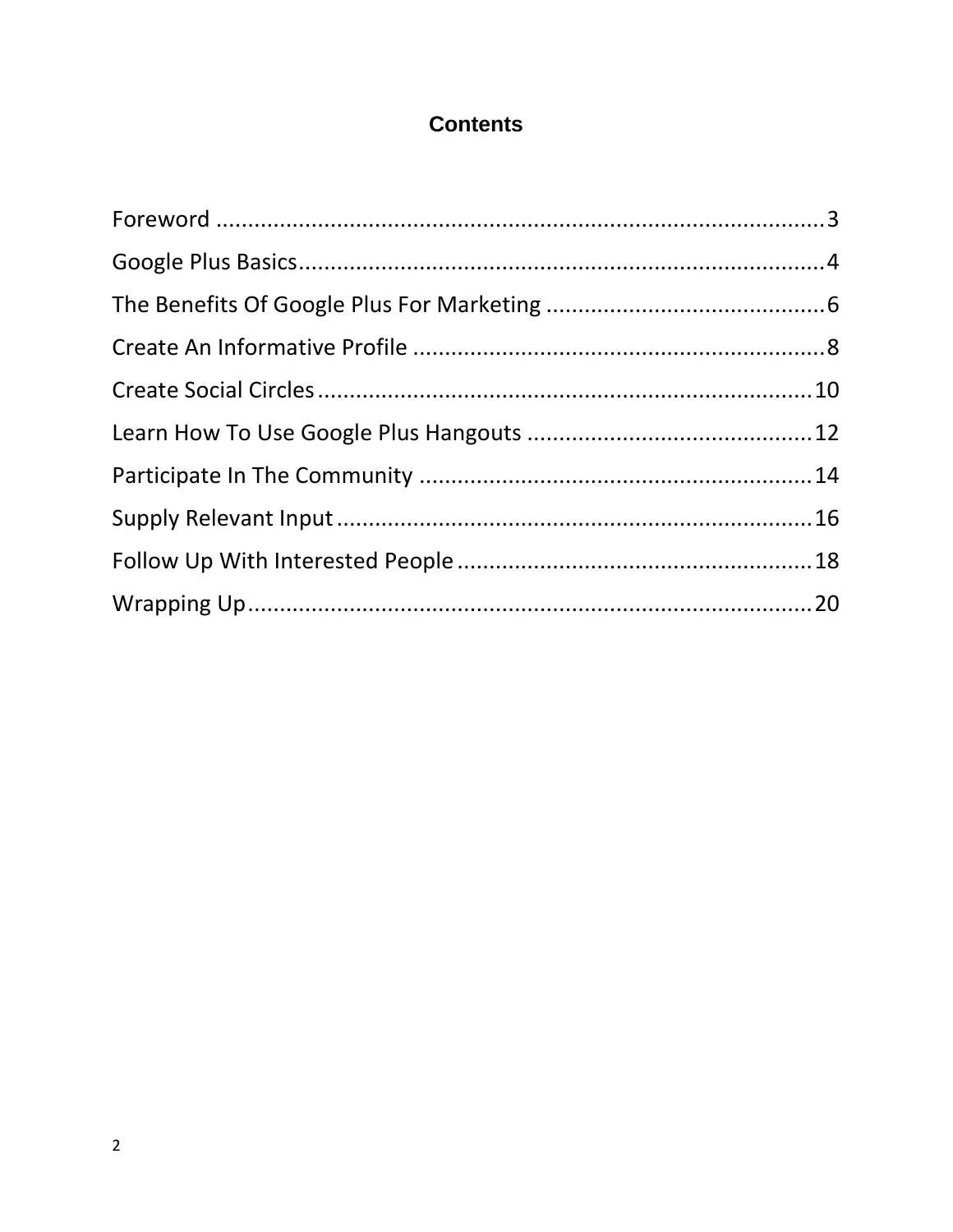# Contents

Foreword ..................................................................................................3
Google Plus Basics....................................................................................4
The Benefits Of Google Plus For Marketing ............................................6
Create An Informative Profile .................................................................8
Create Social Circles...............................................................................10
Learn How To Use Google Plus Hangouts .............................................12
Participate In The Community ...............................................................14
Supply Relevant Input............................................................................16
Follow Up With Interested People .........................................................18
Wrapping Up..........................................................................................20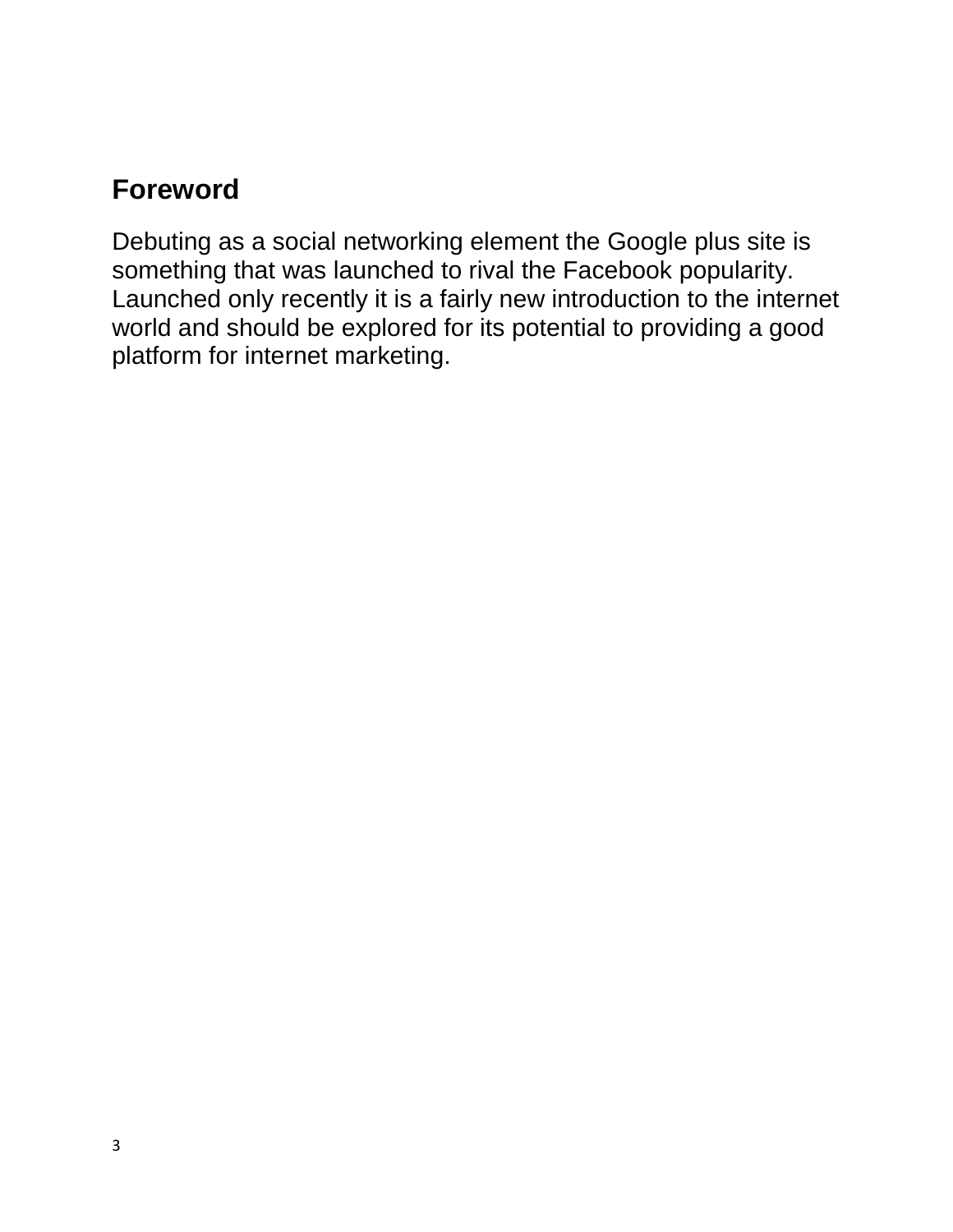## Foreword

Debuting as a social networking element the Google plus site is something that was launched to rival the Facebook popularity. Launched only recently it is a fairly new introduction to the internet world and should be explored for its potential to providing a good platform for internet marketing.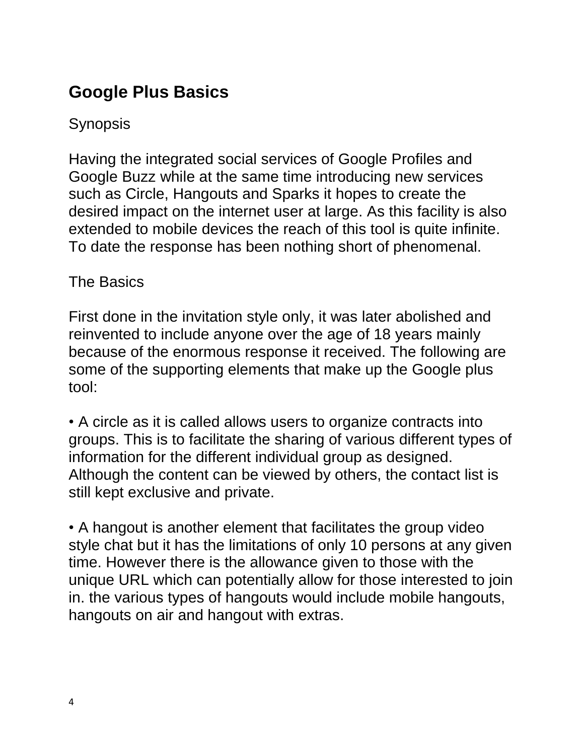## Google Plus Basics

Synopsis

Having the integrated social services of Google Profiles and Google Buzz while at the same time introducing new services such as Circle, Hangouts and Sparks it hopes to create the desired impact on the internet user at large. As this facility is also extended to mobile devices the reach of this tool is quite infinite. To date the response has been nothing short of phenomenal.

The Basics

First done in the invitation style only, it was later abolished and reinvented to include anyone over the age of 18 years mainly because of the enormous response it received. The following are some of the supporting elements that make up the Google plus tool:

- A circle as it is called allows users to organize contracts into groups. This is to facilitate the sharing of various different types of information for the different individual group as designed. Although the content can be viewed by others, the contact list is still kept exclusive and private.

- A hangout is another element that facilitates the group video style chat but it has the limitations of only 10 persons at any given time. However there is the allowance given to those with the unique URL which can potentially allow for those interested to join in. the various types of hangouts would include mobile hangouts, hangouts on air and hangout with extras.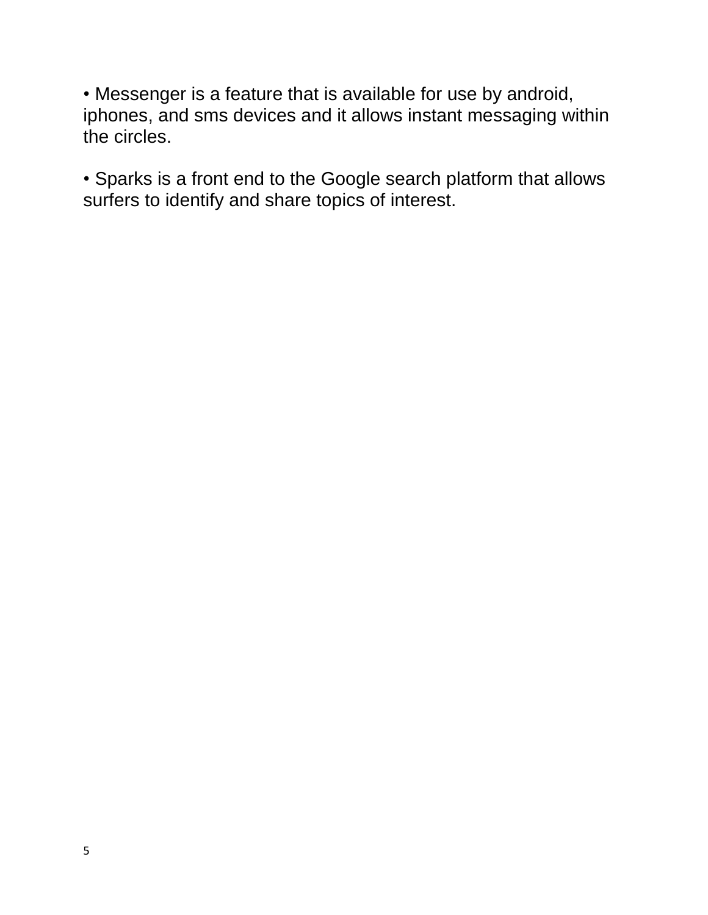- Messenger is a feature that is available for use by android, iphones, and sms devices and it allows instant messaging within the circles.

- Sparks is a front end to the Google search platform that allows surfers to identify and share topics of interest.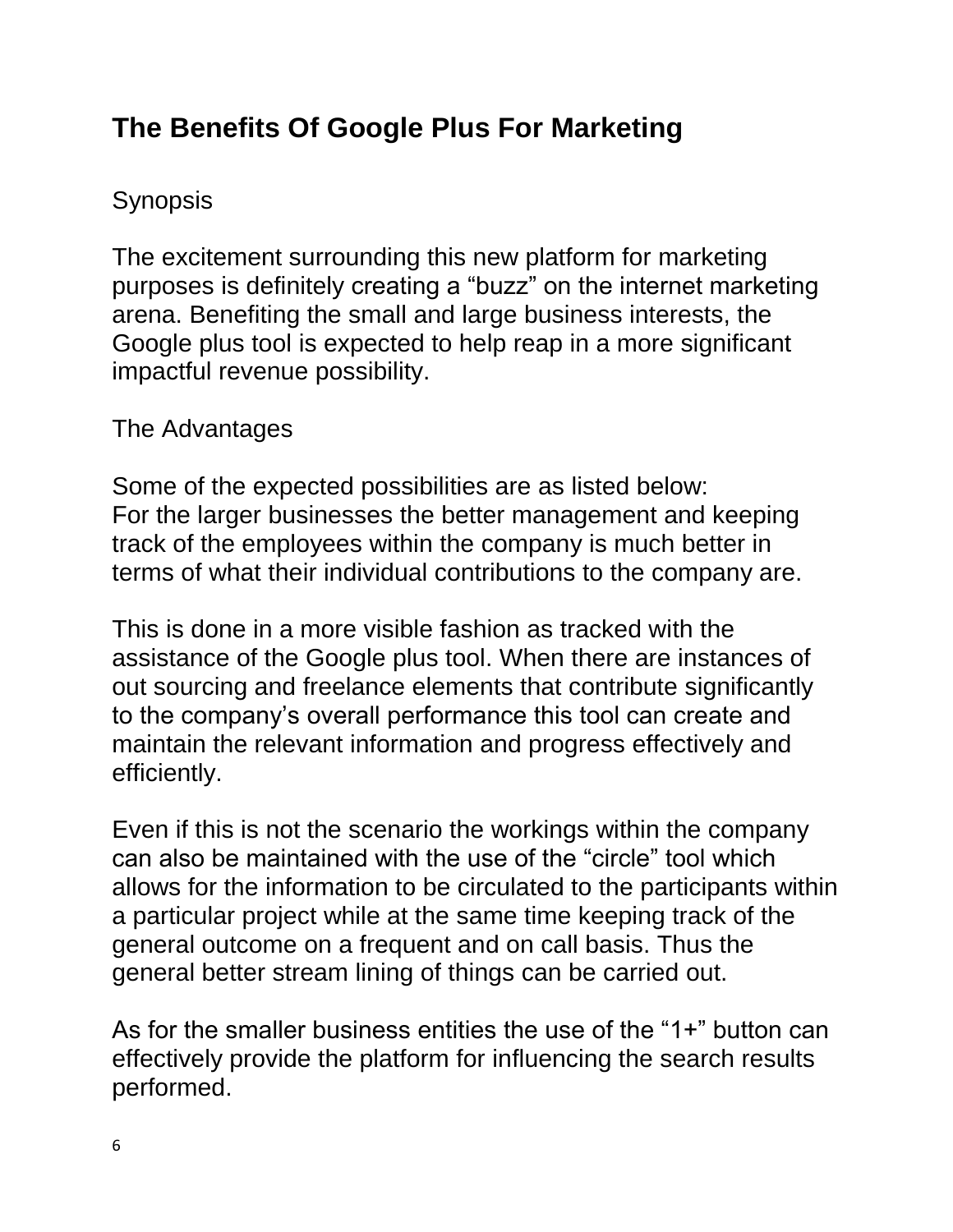## The Benefits Of Google Plus For Marketing

Synopsis

The excitement surrounding this new platform for marketing purposes is definitely creating a "buzz" on the internet marketing arena. Benefiting the small and large business interests, the Google plus tool is expected to help reap in a more significant impactful revenue possibility.

The Advantages

Some of the expected possibilities are as listed below:
For the larger businesses the better management and keeping track of the employees within the company is much better in terms of what their individual contributions to the company are.

This is done in a more visible fashion as tracked with the assistance of the Google plus tool. When there are instances of out sourcing and freelance elements that contribute significantly to the company's overall performance this tool can create and maintain the relevant information and progress effectively and efficiently.

Even if this is not the scenario the workings within the company can also be maintained with the use of the "circle" tool which allows for the information to be circulated to the participants within a particular project while at the same time keeping track of the general outcome on a frequent and on call basis. Thus the general better stream lining of things can be carried out.

As for the smaller business entities the use of the "1+" button can effectively provide the platform for influencing the search results performed.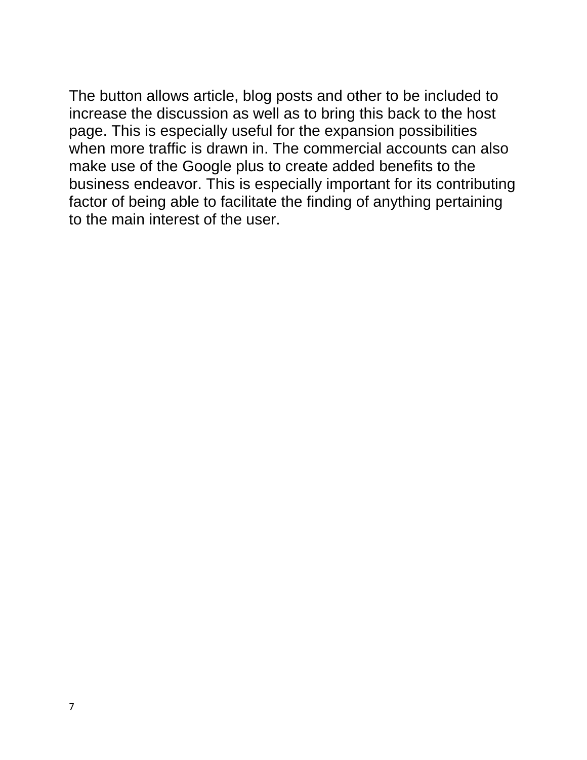The button allows article, blog posts and other to be included to increase the discussion as well as to bring this back to the host page. This is especially useful for the expansion possibilities when more traffic is drawn in. The commercial accounts can also make use of the Google plus to create added benefits to the business endeavor. This is especially important for its contributing factor of being able to facilitate the finding of anything pertaining to the main interest of the user.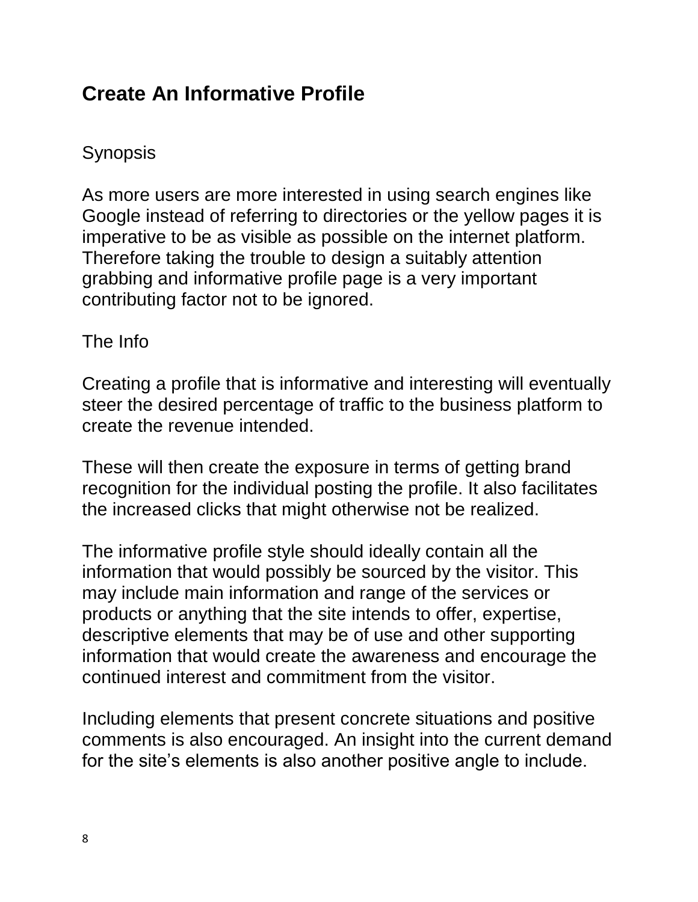## Create An Informative Profile

Synopsis

As more users are more interested in using search engines like Google instead of referring to directories or the yellow pages it is imperative to be as visible as possible on the internet platform. Therefore taking the trouble to design a suitably attention grabbing and informative profile page is a very important contributing factor not to be ignored.

The Info

Creating a profile that is informative and interesting will eventually steer the desired percentage of traffic to the business platform to create the revenue intended.

These will then create the exposure in terms of getting brand recognition for the individual posting the profile. It also facilitates the increased clicks that might otherwise not be realized.

The informative profile style should ideally contain all the information that would possibly be sourced by the visitor. This may include main information and range of the services or products or anything that the site intends to offer, expertise, descriptive elements that may be of use and other supporting information that would create the awareness and encourage the continued interest and commitment from the visitor.

Including elements that present concrete situations and positive comments is also encouraged. An insight into the current demand for the site's elements is also another positive angle to include.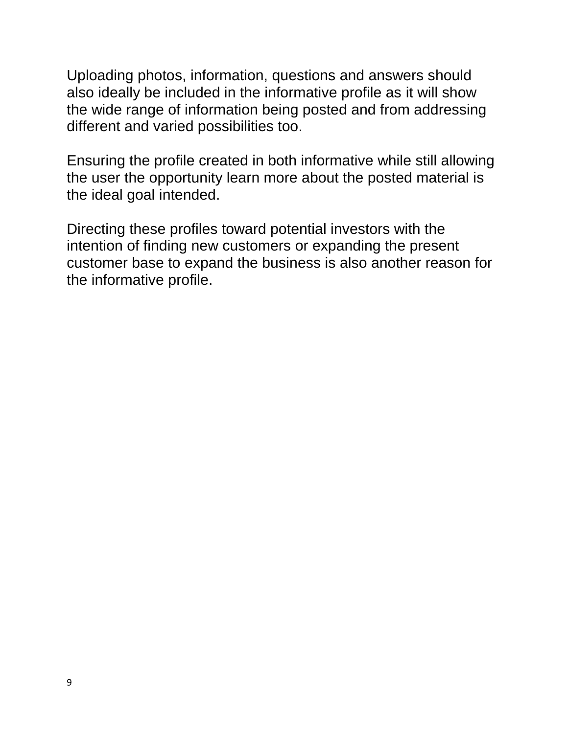Uploading photos, information, questions and answers should also ideally be included in the informative profile as it will show the wide range of information being posted and from addressing different and varied possibilities too.

Ensuring the profile created in both informative while still allowing the user the opportunity learn more about the posted material is the ideal goal intended.

Directing these profiles toward potential investors with the intention of finding new customers or expanding the present customer base to expand the business is also another reason for the informative profile.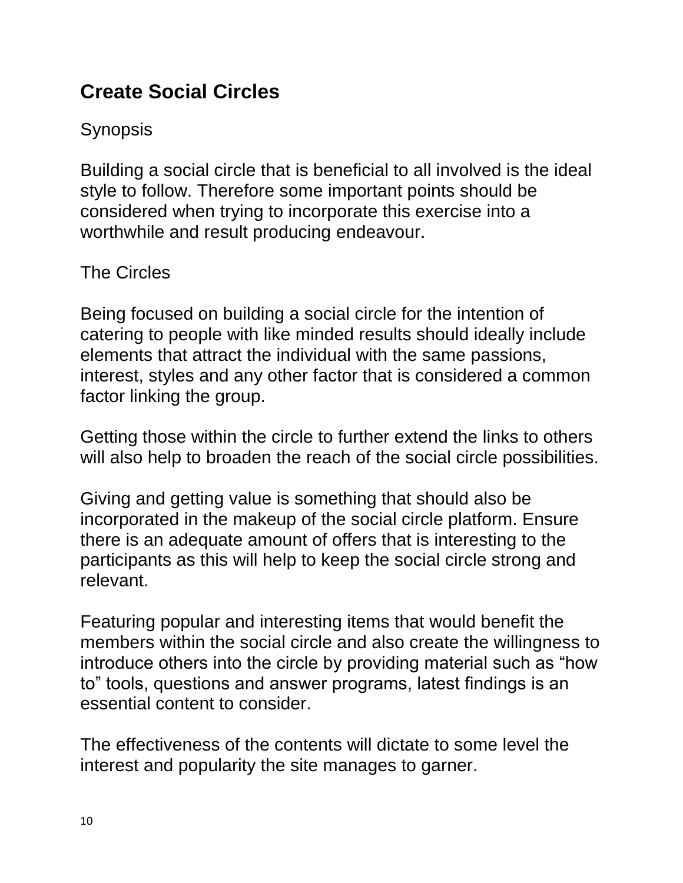## Create Social Circles

Synopsis

Building a social circle that is beneficial to all involved is the ideal style to follow. Therefore some important points should be considered when trying to incorporate this exercise into a worthwhile and result producing endeavour.

The Circles

Being focused on building a social circle for the intention of catering to people with like minded results should ideally include elements that attract the individual with the same passions, interest, styles and any other factor that is considered a common factor linking the group.

Getting those within the circle to further extend the links to others will also help to broaden the reach of the social circle possibilities.

Giving and getting value is something that should also be incorporated in the makeup of the social circle platform. Ensure there is an adequate amount of offers that is interesting to the participants as this will help to keep the social circle strong and relevant.

Featuring popular and interesting items that would benefit the members within the social circle and also create the willingness to introduce others into the circle by providing material such as “how to” tools, questions and answer programs, latest findings is an essential content to consider.

The effectiveness of the contents will dictate to some level the interest and popularity the site manages to garner.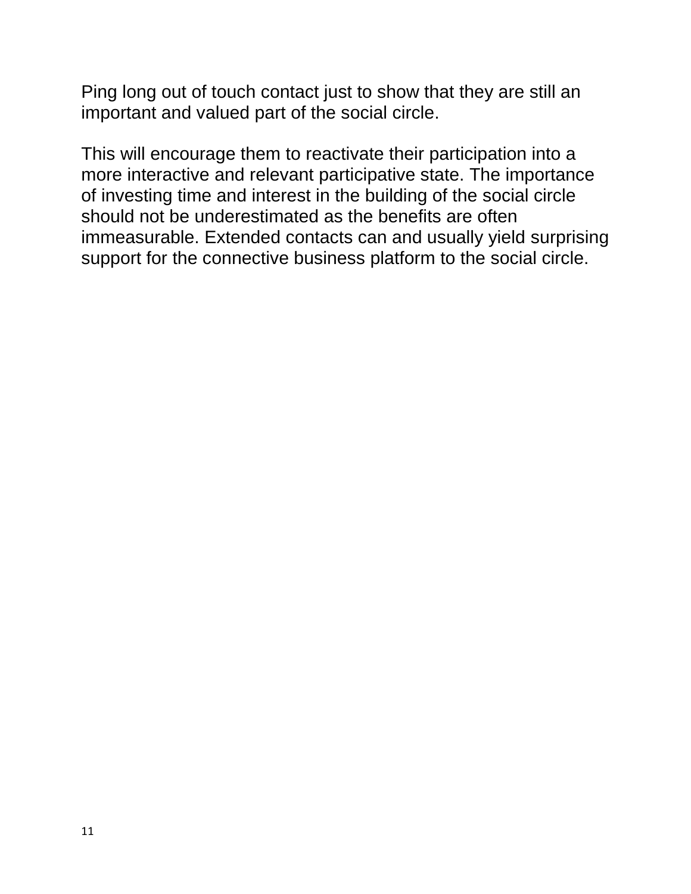Ping long out of touch contact just to show that they are still an important and valued part of the social circle.

This will encourage them to reactivate their participation into a more interactive and relevant participative state. The importance of investing time and interest in the building of the social circle should not be underestimated as the benefits are often immeasurable. Extended contacts can and usually yield surprising support for the connective business platform to the social circle.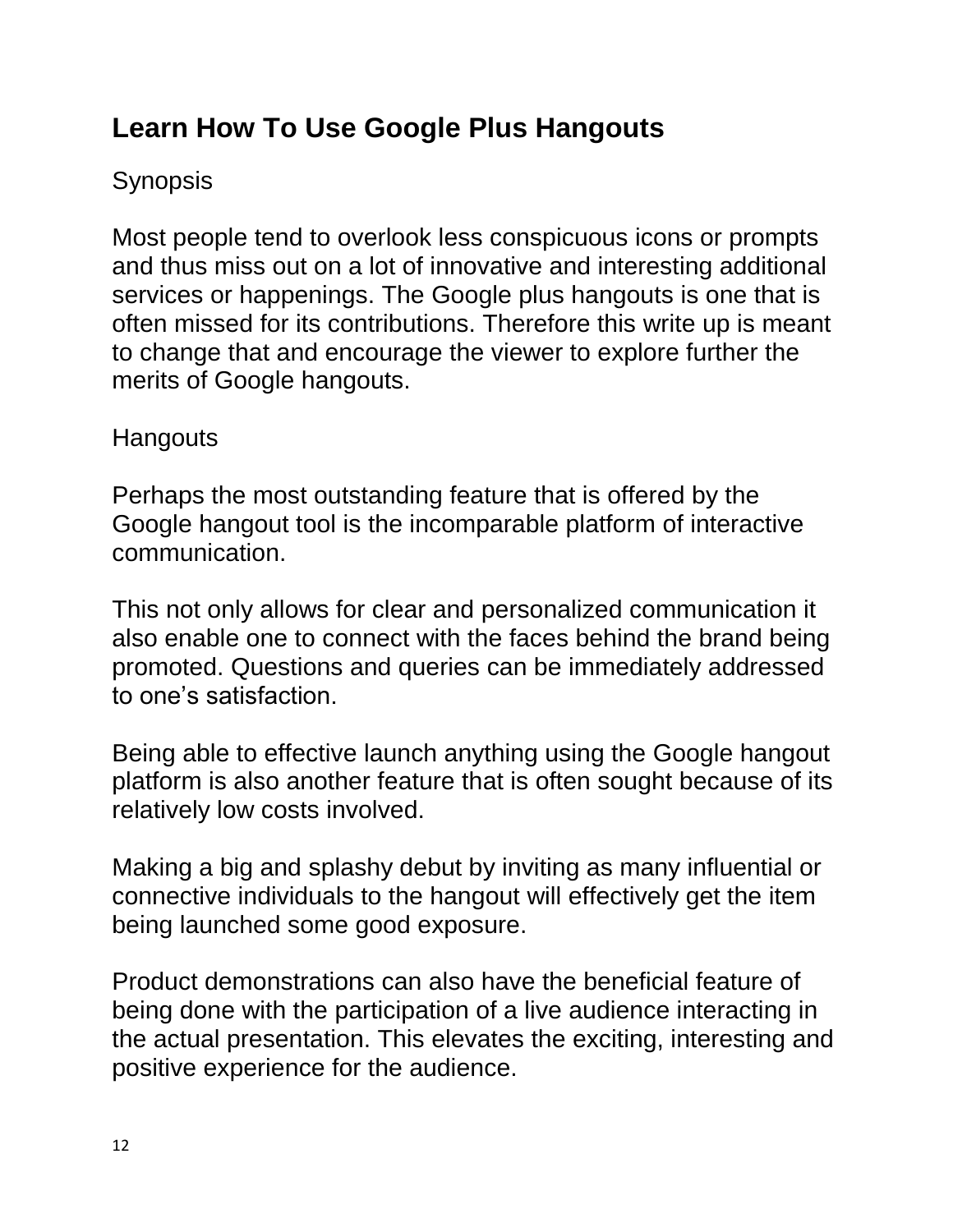## Learn How To Use Google Plus Hangouts

Synopsis

Most people tend to overlook less conspicuous icons or prompts and thus miss out on a lot of innovative and interesting additional services or happenings. The Google plus hangouts is one that is often missed for its contributions. Therefore this write up is meant to change that and encourage the viewer to explore further the merits of Google hangouts.

Hangouts

Perhaps the most outstanding feature that is offered by the Google hangout tool is the incomparable platform of interactive communication.

This not only allows for clear and personalized communication it also enable one to connect with the faces behind the brand being promoted. Questions and queries can be immediately addressed to one's satisfaction.

Being able to effective launch anything using the Google hangout platform is also another feature that is often sought because of its relatively low costs involved.

Making a big and splashy debut by inviting as many influential or connective individuals to the hangout will effectively get the item being launched some good exposure.

Product demonstrations can also have the beneficial feature of being done with the participation of a live audience interacting in the actual presentation. This elevates the exciting, interesting and positive experience for the audience.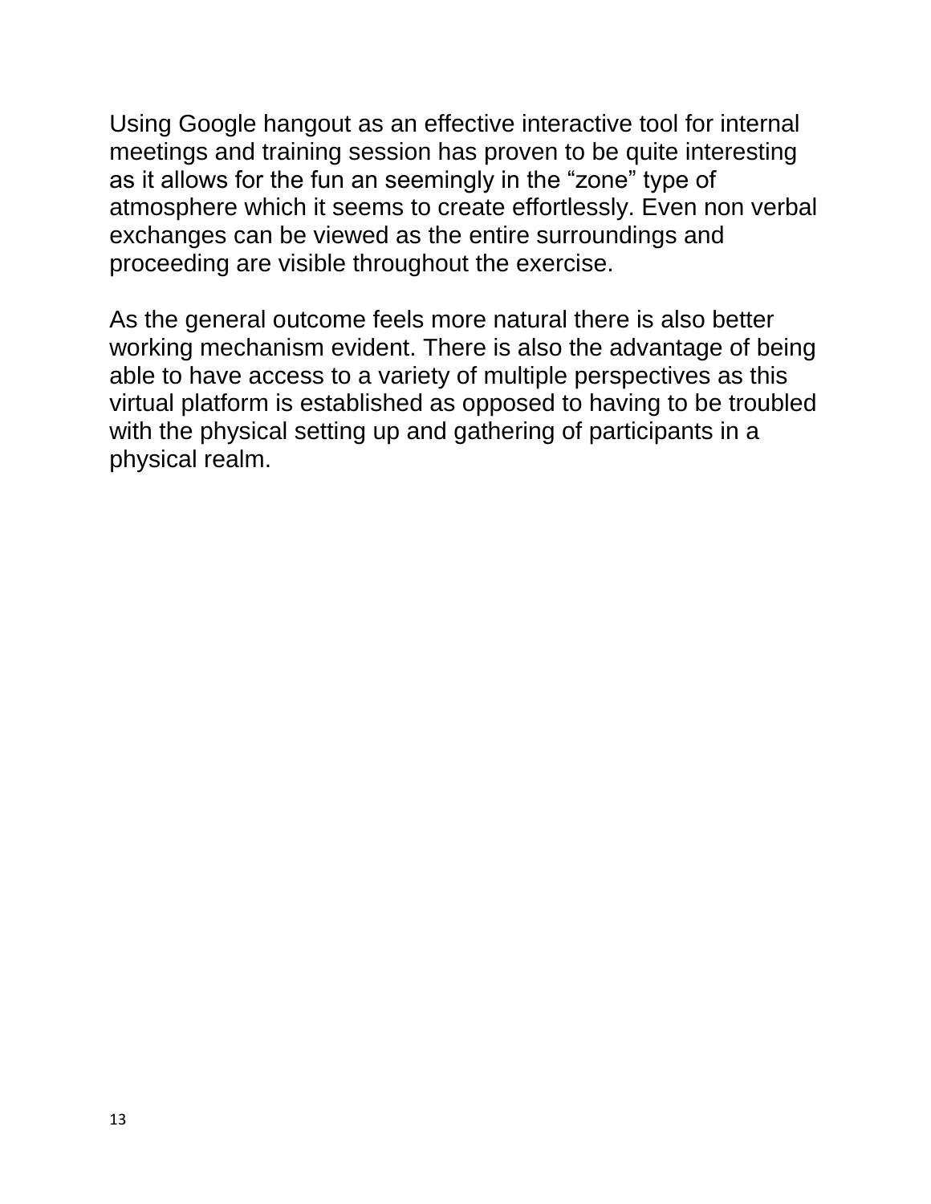Using Google hangout as an effective interactive tool for internal meetings and training session has proven to be quite interesting as it allows for the fun an seemingly in the “zone” type of atmosphere which it seems to create effortlessly. Even non verbal exchanges can be viewed as the entire surroundings and proceeding are visible throughout the exercise.

As the general outcome feels more natural there is also better working mechanism evident. There is also the advantage of being able to have access to a variety of multiple perspectives as this virtual platform is established as opposed to having to be troubled with the physical setting up and gathering of participants in a physical realm.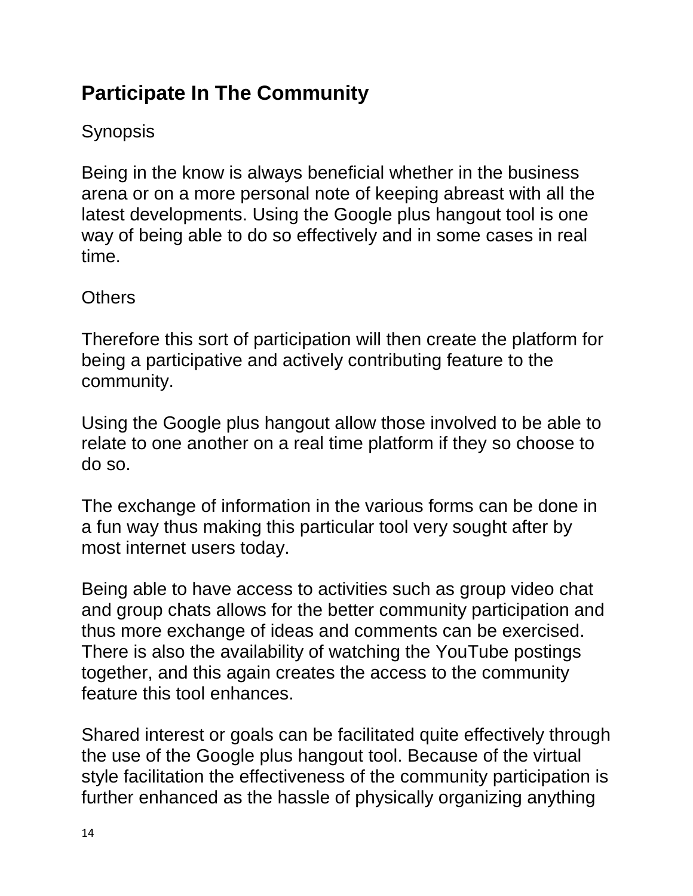## Participate In The Community

Synopsis

Being in the know is always beneficial whether in the business arena or on a more personal note of keeping abreast with all the latest developments. Using the Google plus hangout tool is one way of being able to do so effectively and in some cases in real time.

Others

Therefore this sort of participation will then create the platform for being a participative and actively contributing feature to the community.

Using the Google plus hangout allow those involved to be able to relate to one another on a real time platform if they so choose to do so.

The exchange of information in the various forms can be done in a fun way thus making this particular tool very sought after by most internet users today.

Being able to have access to activities such as group video chat and group chats allows for the better community participation and thus more exchange of ideas and comments can be exercised. There is also the availability of watching the YouTube postings together, and this again creates the access to the community feature this tool enhances.

Shared interest or goals can be facilitated quite effectively through the use of the Google plus hangout tool. Because of the virtual style facilitation the effectiveness of the community participation is further enhanced as the hassle of physically organizing anything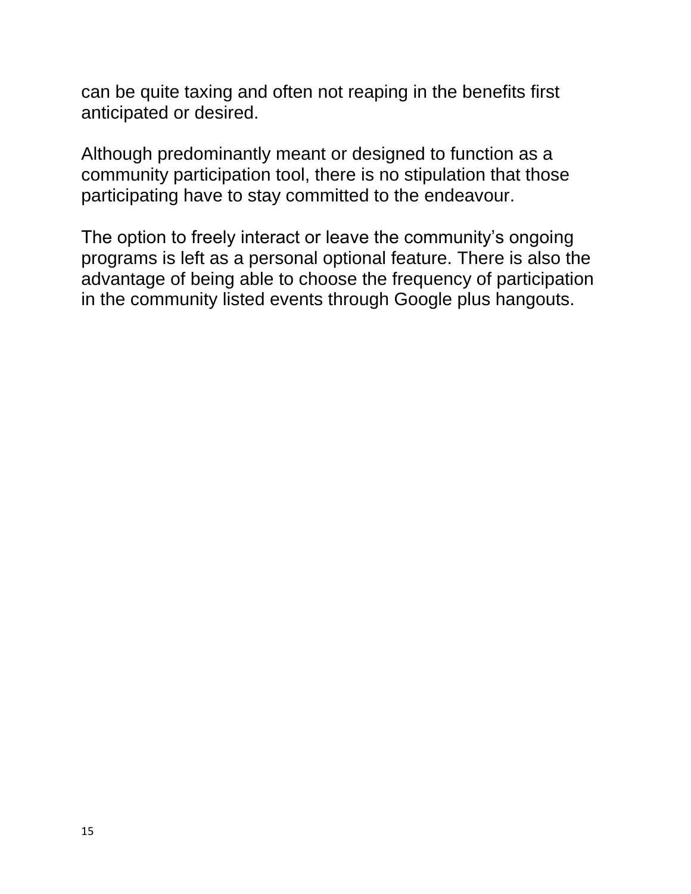can be quite taxing and often not reaping in the benefits first anticipated or desired.

Although predominantly meant or designed to function as a community participation tool, there is no stipulation that those participating have to stay committed to the endeavour.

The option to freely interact or leave the community's ongoing programs is left as a personal optional feature. There is also the advantage of being able to choose the frequency of participation in the community listed events through Google plus hangouts.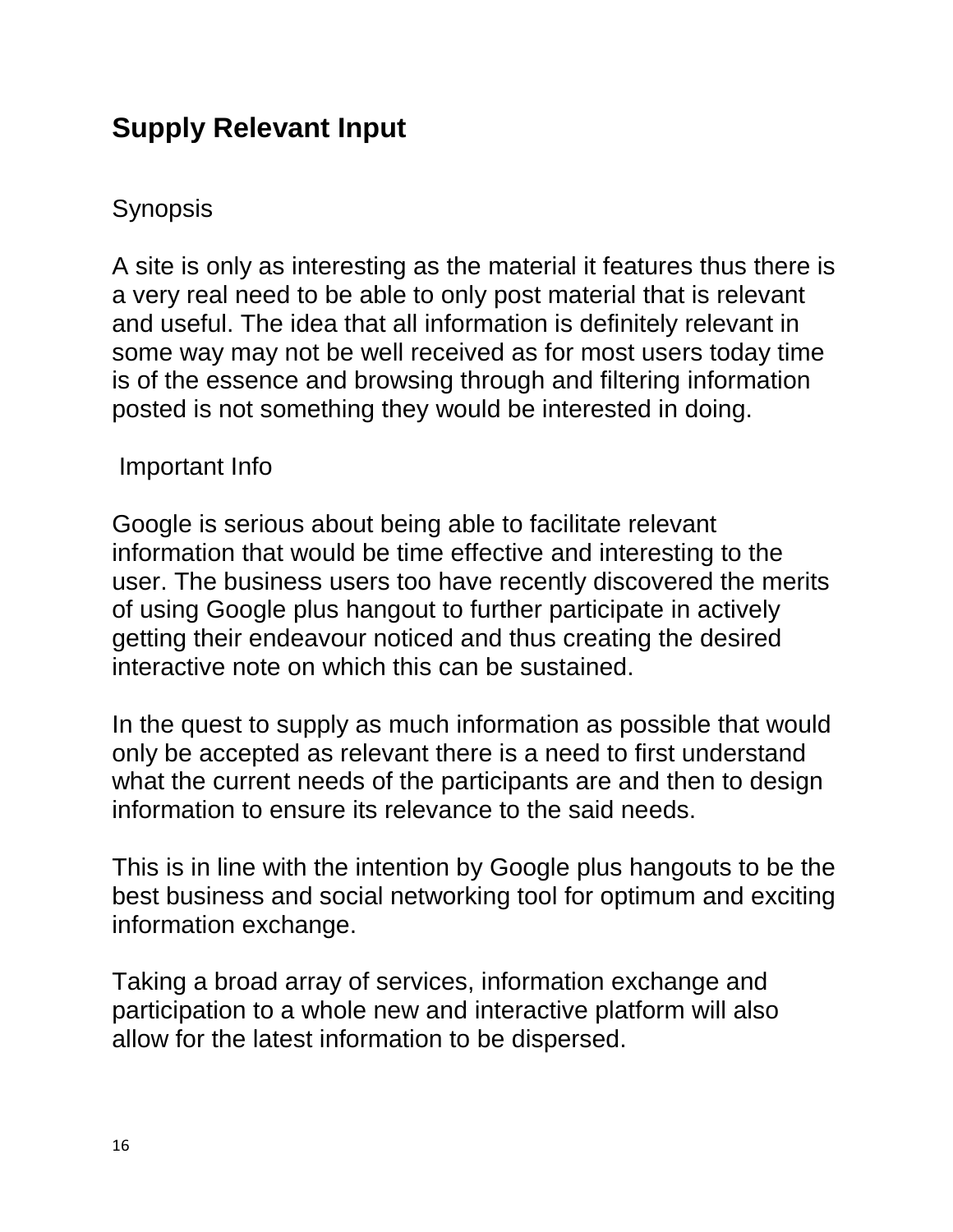## Supply Relevant Input

Synopsis

A site is only as interesting as the material it features thus there is a very real need to be able to only post material that is relevant and useful. The idea that all information is definitely relevant in some way may not be well received as for most users today time is of the essence and browsing through and filtering information posted is not something they would be interested in doing.

Important Info

Google is serious about being able to facilitate relevant information that would be time effective and interesting to the user. The business users too have recently discovered the merits of using Google plus hangout to further participate in actively getting their endeavour noticed and thus creating the desired interactive note on which this can be sustained.

In the quest to supply as much information as possible that would only be accepted as relevant there is a need to first understand what the current needs of the participants are and then to design information to ensure its relevance to the said needs.

This is in line with the intention by Google plus hangouts to be the best business and social networking tool for optimum and exciting information exchange.

Taking a broad array of services, information exchange and participation to a whole new and interactive platform will also allow for the latest information to be dispersed.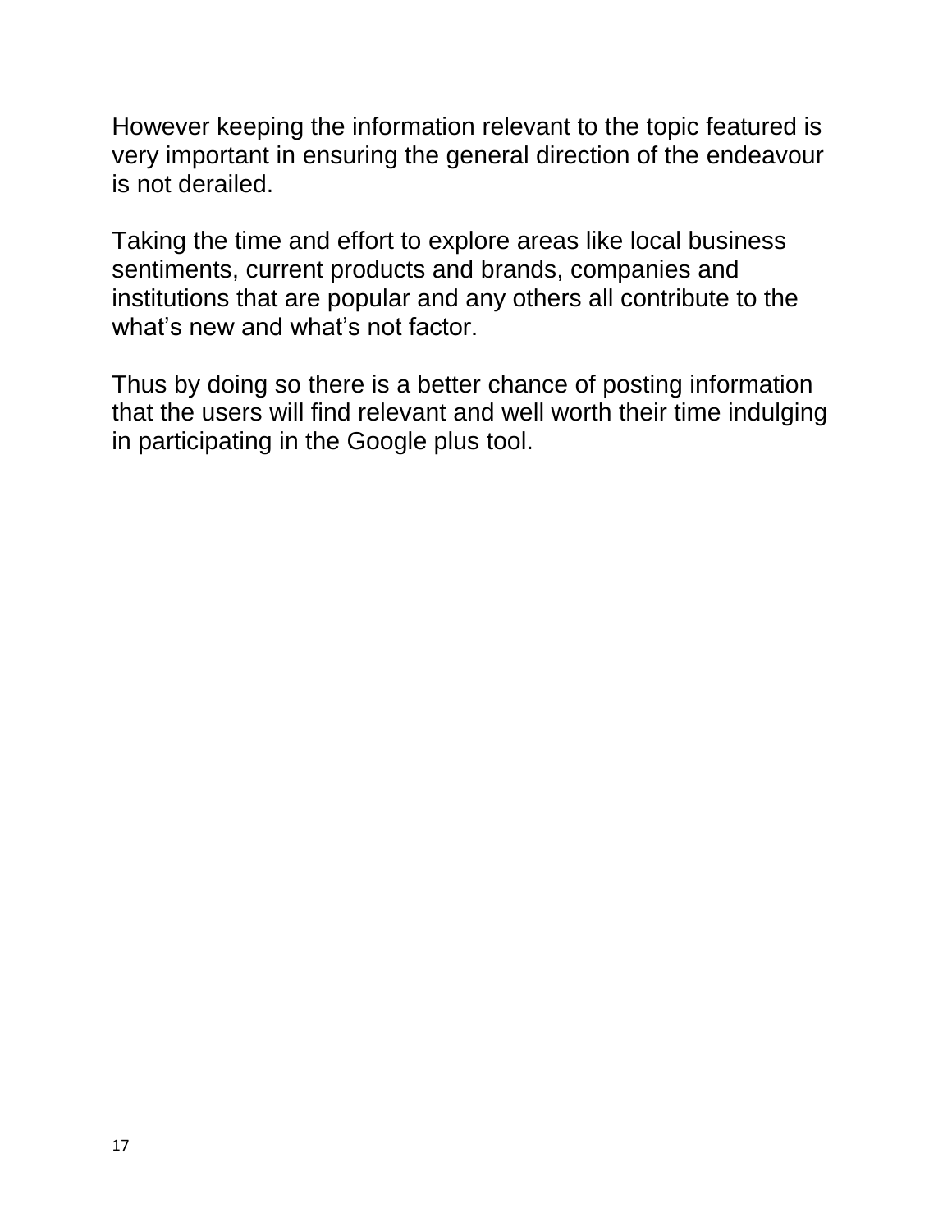However keeping the information relevant to the topic featured is very important in ensuring the general direction of the endeavour is not derailed.

Taking the time and effort to explore areas like local business sentiments, current products and brands, companies and institutions that are popular and any others all contribute to the what’s new and what’s not factor.

Thus by doing so there is a better chance of posting information that the users will find relevant and well worth their time indulging in participating in the Google plus tool.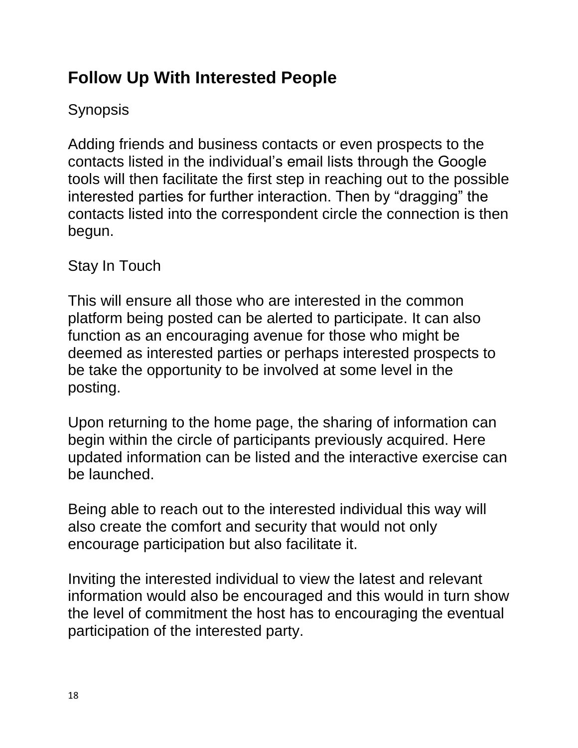## Follow Up With Interested People

Synopsis

Adding friends and business contacts or even prospects to the contacts listed in the individual's email lists through the Google tools will then facilitate the first step in reaching out to the possible interested parties for further interaction. Then by "dragging" the contacts listed into the correspondent circle the connection is then begun.

Stay In Touch

This will ensure all those who are interested in the common platform being posted can be alerted to participate. It can also function as an encouraging avenue for those who might be deemed as interested parties or perhaps interested prospects to be take the opportunity to be involved at some level in the posting.

Upon returning to the home page, the sharing of information can begin within the circle of participants previously acquired. Here updated information can be listed and the interactive exercise can be launched.

Being able to reach out to the interested individual this way will also create the comfort and security that would not only encourage participation but also facilitate it.

Inviting the interested individual to view the latest and relevant information would also be encouraged and this would in turn show the level of commitment the host has to encouraging the eventual participation of the interested party.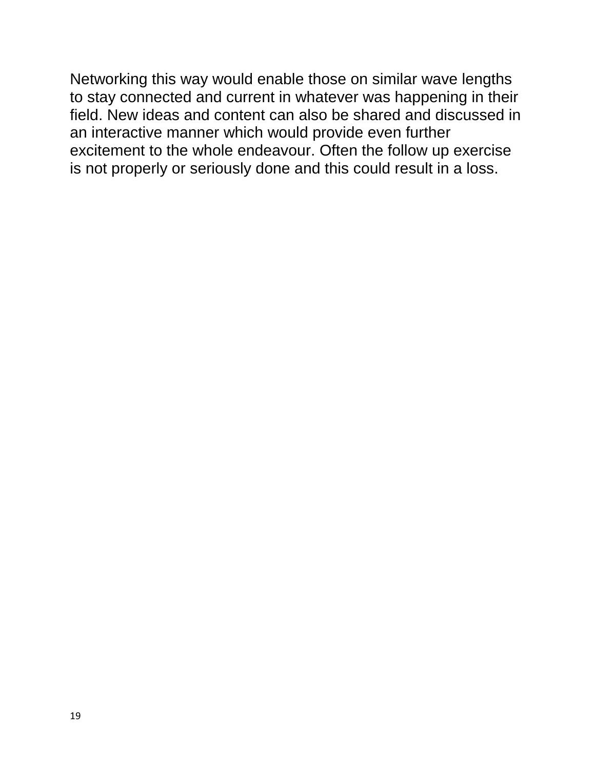Networking this way would enable those on similar wave lengths to stay connected and current in whatever was happening in their field. New ideas and content can also be shared and discussed in an interactive manner which would provide even further excitement to the whole endeavour. Often the follow up exercise is not properly or seriously done and this could result in a loss.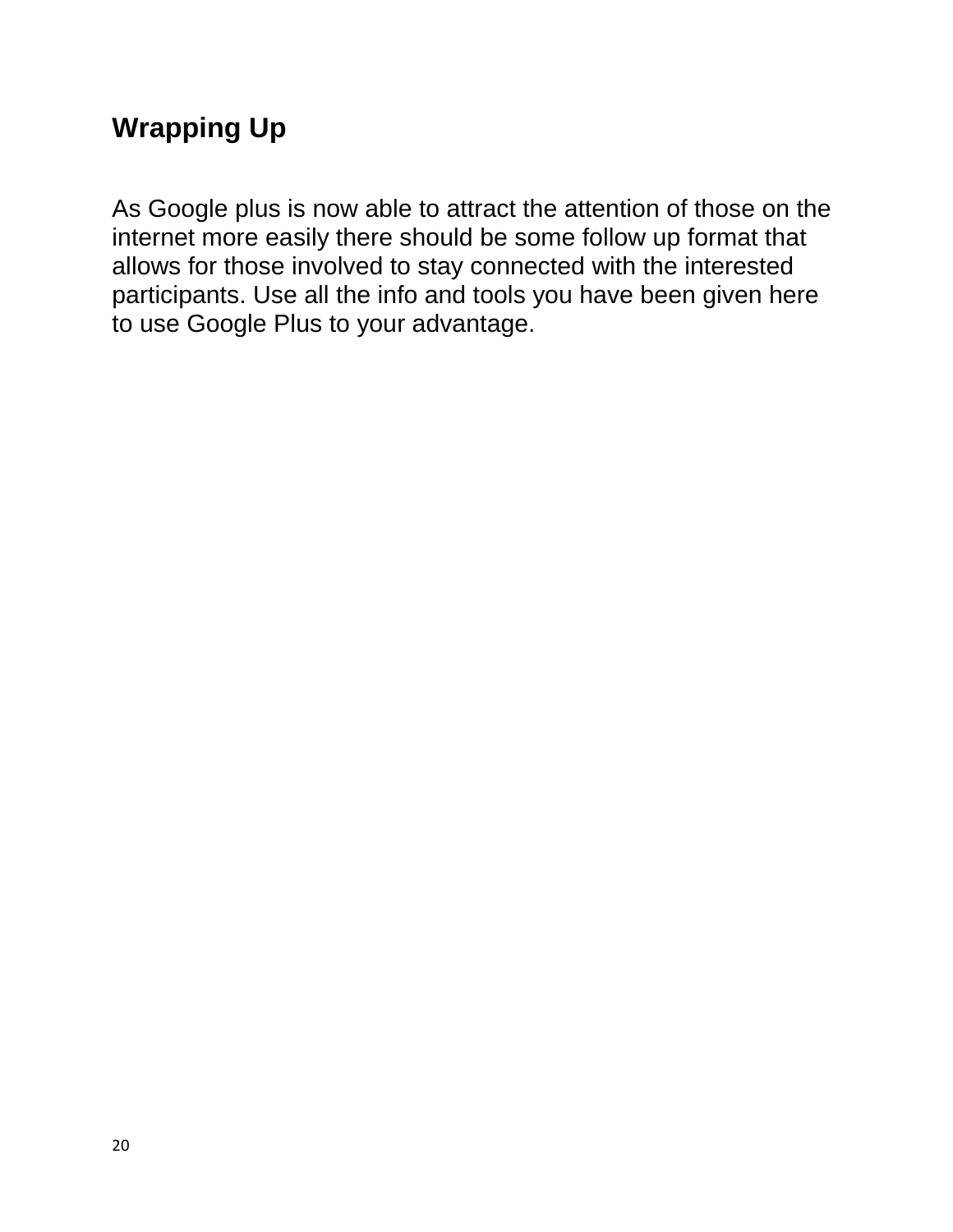## Wrapping Up

As Google plus is now able to attract the attention of those on the internet more easily there should be some follow up format that allows for those involved to stay connected with the interested participants. Use all the info and tools you have been given here to use Google Plus to your advantage.